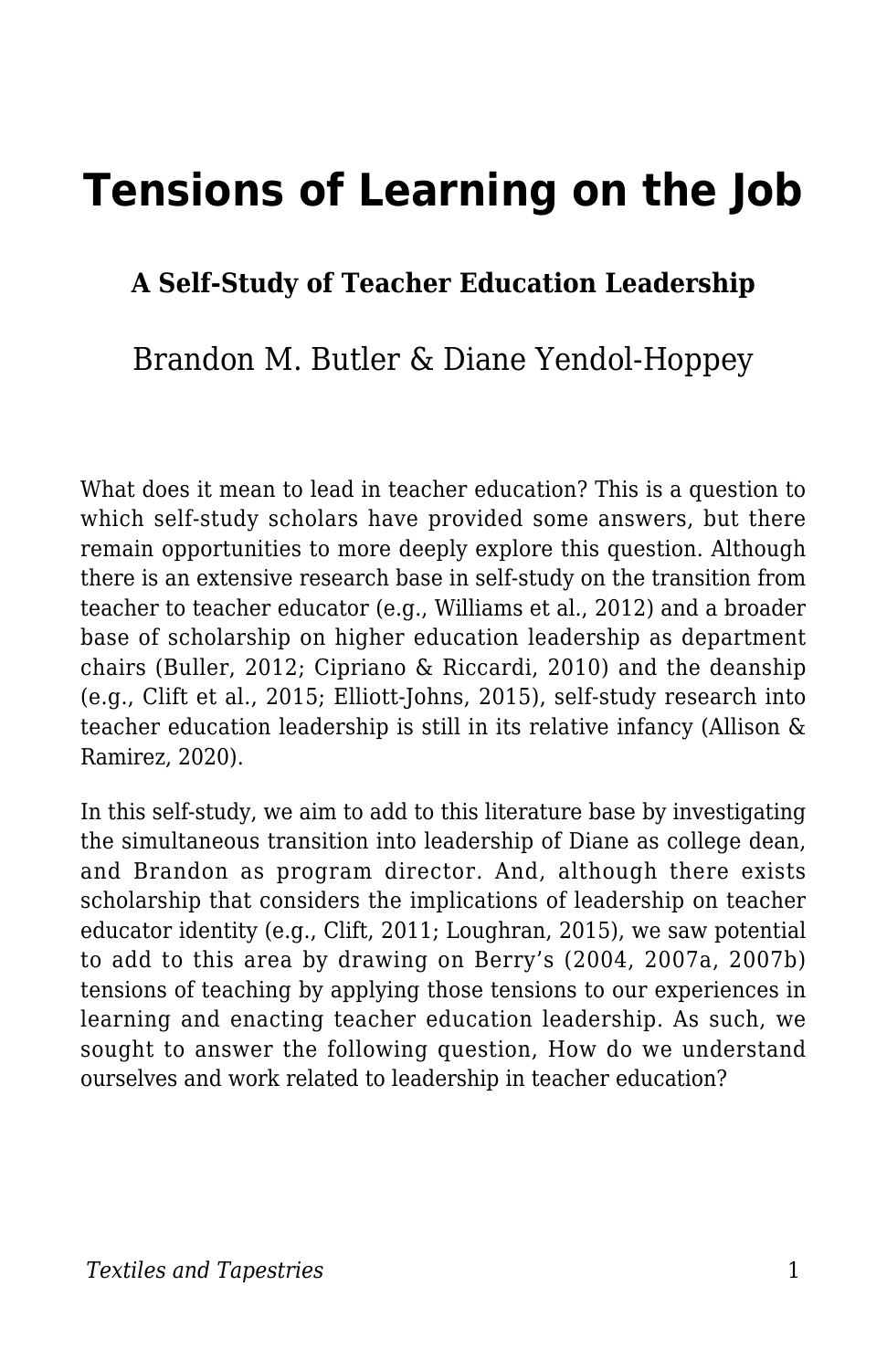# Tensions of Learning on the Job

### A Self-Study of Teacher Education Leadership

Brandon M. Butler & Diane Yendol-Hoppey

What does it mean to lead in teacher education? This is a question to which self-study scholars have provided some answers, but there remain opportunities to more deeply explore this question. Although there is an extensive research base in self-study on the transition from teacher to teacher educator (e.g., Williams et al., 2012) and a broader base of scholarship on higher education leadership as department chairs (Buller, 2012; Cipriano & Riccardi, 2010) and the deanship (e.g., Clift et al., 2015; Elliott-Johns, 2015), self-study research into teacher education leadership is still in its relative infancy (Allison & Ramirez, 2020).

In this self-study, we aim to add to this literature base by investigating the simultaneous transition into leadership of Diane as college dean, and Brandon as program director. And, although there exists scholarship that considers the implications of leadership on teacher educator identity (e.g., Clift, 2011; Loughran, 2015), we saw potential to add to this area by drawing on Berry's (2004, 2007a, 2007b) tensions of teaching by applying those tensions to our experiences in learning and enacting teacher education leadership. As such, we sought to answer the following question, How do we understand ourselves and work related to leadership in teacher education?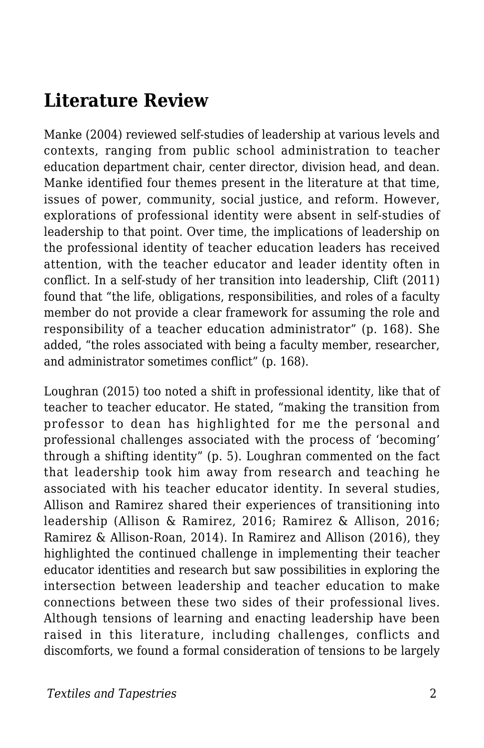## Literature Review

Manke (2004) reviewed self-studies of leadership at various levels and contexts, ranging from public school administration to teacher education department chair, center director, division head, and dean. Manke identified four themes present in the literature at that time, issues of power, community, social justice, and reform. However, explorations of professional identity were absent in self-studies of leadership to that point. Over time, the implications of leadership on the professional identity of teacher education leaders has received attention, with the teacher educator and leader identity often in conflict. In a self-study of her transition into leadership, Clift (2011) found that "the life, obligations, responsibilities, and roles of a faculty member do not provide a clear framework for assuming the role and responsibility of a teacher education administrator" (p. 168). She added, "the roles associated with being a faculty member, researcher, and administrator sometimes conflict" (p. 168).

Loughran (2015) too noted a shift in professional identity, like that of teacher to teacher educator. He stated, "making the transition from professor to dean has highlighted for me the personal and professional challenges associated with the process of 'becoming' through a shifting identity" (p. 5). Loughran commented on the fact that leadership took him away from research and teaching he associated with his teacher educator identity. In several studies, Allison and Ramirez shared their experiences of transitioning into leadership (Allison & Ramirez, 2016; Ramirez & Allison, 2016; Ramirez & Allison-Roan, 2014). In Ramirez and Allison (2016), they highlighted the continued challenge in implementing their teacher educator identities and research but saw possibilities in exploring the intersection between leadership and teacher education to make connections between these two sides of their professional lives. Although tensions of learning and enacting leadership have been raised in this literature, including challenges, conflicts and discomforts, we found a formal consideration of tensions to be largely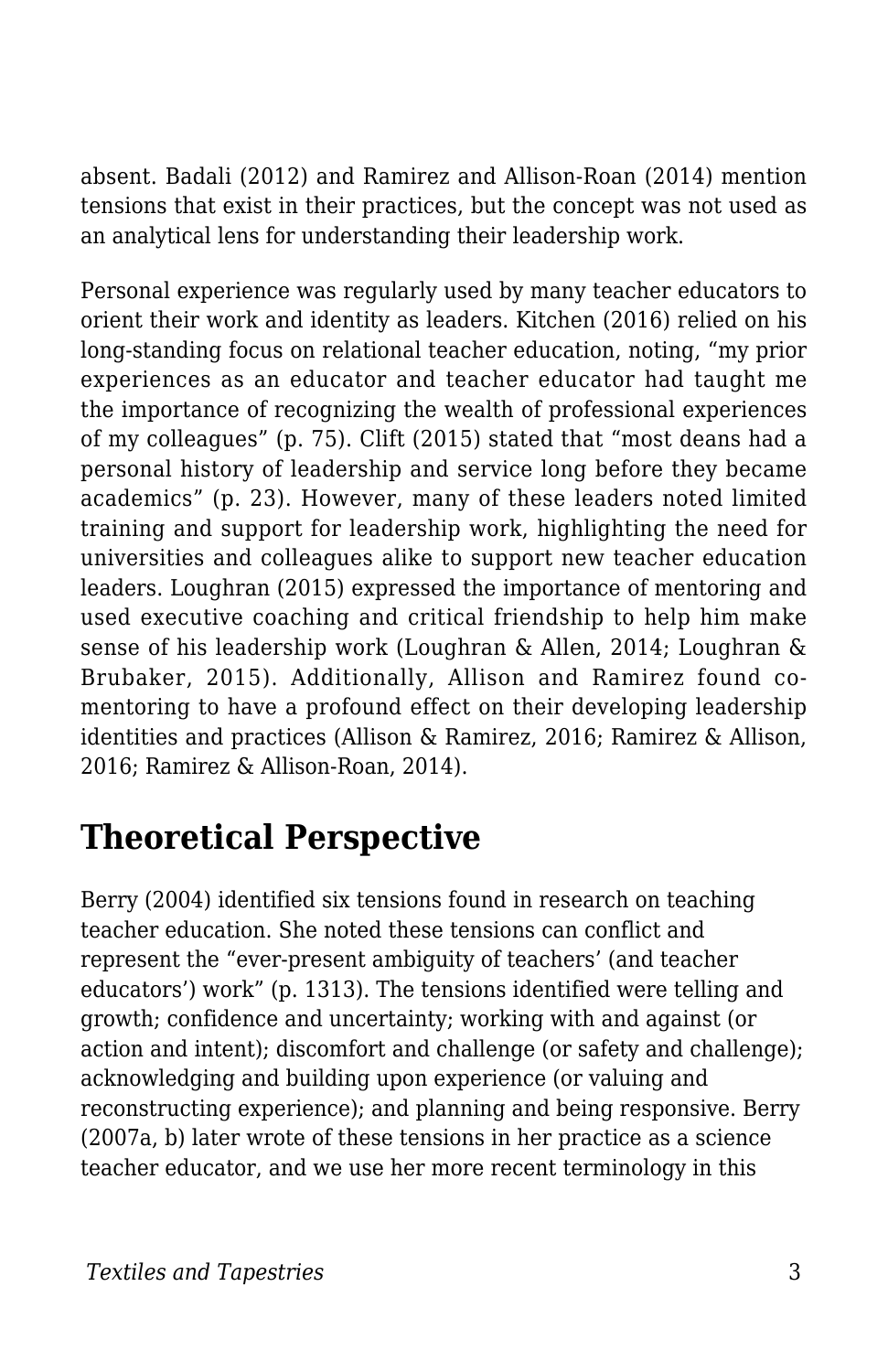absent. Badali (2012) and Ramirez and Allison-Roan (2014) mention tensions that exist in their practices, but the concept was not used as an analytical lens for understanding their leadership work.

Personal experience was regularly used by many teacher educators to orient their work and identity as leaders. Kitchen (2016) relied on his long-standing focus on relational teacher education, noting, “my prior experiences as an educator and teacher educator had taught me the importance of recognizing the wealth of professional experiences of my colleagues” (p. 75). Clift (2015) stated that “most deans had a personal history of leadership and service long before they became academics” (p. 23). However, many of these leaders noted limited training and support for leadership work, highlighting the need for universities and colleagues alike to support new teacher education leaders. Loughran (2015) expressed the importance of mentoring and used executive coaching and critical friendship to help him make sense of his leadership work (Loughran & Allen, 2014; Loughran & Brubaker, 2015). Additionally, Allison and Ramirez found co-mentoring to have a profound effect on their developing leadership identities and practices (Allison & Ramirez, 2016; Ramirez & Allison, 2016; Ramirez & Allison-Roan, 2014).

## Theoretical Perspective

Berry (2004) identified six tensions found in research on teaching teacher education. She noted these tensions can conflict and represent the “ever-present ambiguity of teachers’ (and teacher educators’) work” (p. 1313). The tensions identified were telling and growth; confidence and uncertainty; working with and against (or action and intent); discomfort and challenge (or safety and challenge); acknowledging and building upon experience (or valuing and reconstructing experience); and planning and being responsive. Berry (2007a, b) later wrote of these tensions in her practice as a science teacher educator, and we use her more recent terminology in this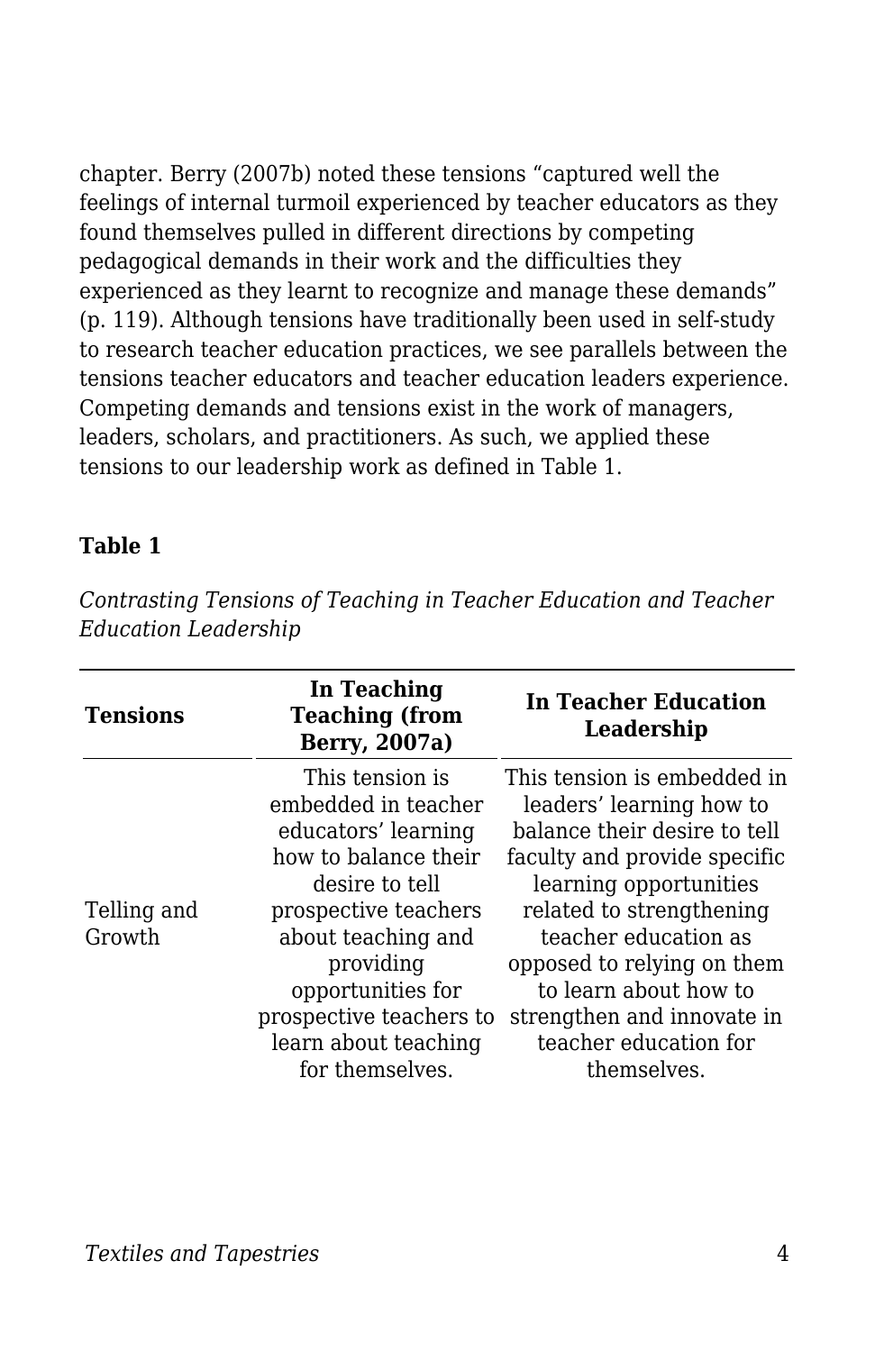chapter. Berry (2007b) noted these tensions “captured well the feelings of internal turmoil experienced by teacher educators as they found themselves pulled in different directions by competing pedagogical demands in their work and the difficulties they experienced as they learnt to recognize and manage these demands” (p. 119). Although tensions have traditionally been used in self-study to research teacher education practices, we see parallels between the tensions teacher educators and teacher education leaders experience. Competing demands and tensions exist in the work of managers, leaders, scholars, and practitioners. As such, we applied these tensions to our leadership work as defined in Table 1.

**Table 1**

*Contrasting Tensions of Teaching in Teacher Education and Teacher Education Leadership*

| Tensions | In Teaching Teaching (from Berry, 2007a) | In Teacher Education Leadership |
| --- | --- | --- |
| Telling and Growth | This tension is embedded in teacher educators’ learning how to balance their desire to tell prospective teachers about teaching and providing opportunities for prospective teachers to learn about teaching for themselves. | This tension is embedded in leaders’ learning how to balance their desire to tell faculty and provide specific learning opportunities related to strengthening teacher education as opposed to relying on them to learn about how to strengthen and innovate in teacher education for themselves. |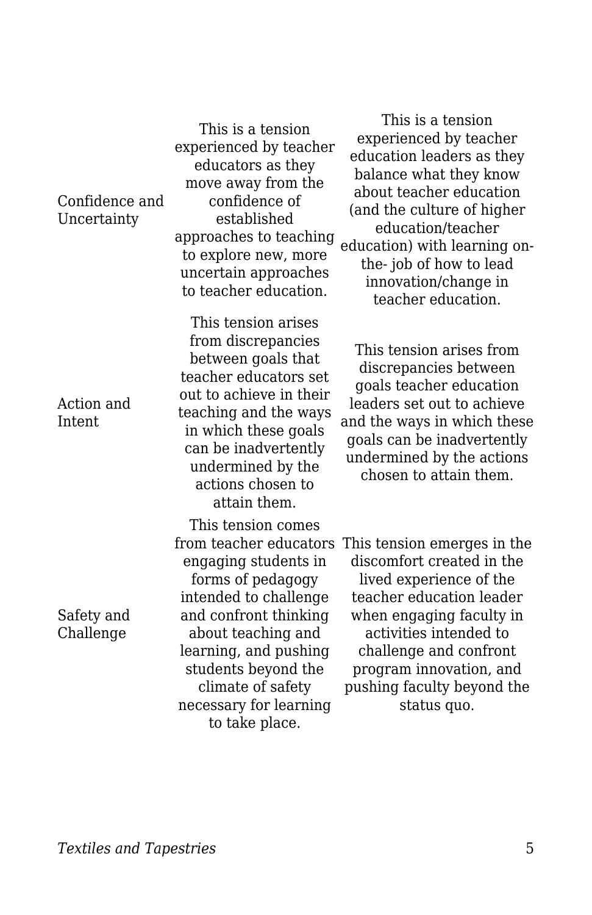| | | |
|---|---|---|
| Confidence and Uncertainty | This is a tension experienced by teacher educators as they move away from the confidence of established approaches to teaching to explore new, more uncertain approaches to teacher education. | This is a tension experienced by teacher education leaders as they balance what they know about teacher education (and the culture of higher education/teacher education) with learning on-the- job of how to lead innovation/change in teacher education. |
| Action and Intent | This tension arises from discrepancies between goals that teacher educators set out to achieve in their teaching and the ways in which these goals can be inadvertently undermined by the actions chosen to attain them. | This tension arises from discrepancies between goals teacher education leaders set out to achieve and the ways in which these goals can be inadvertently undermined by the actions chosen to attain them. |
| Safety and Challenge | This tension comes from teacher educators engaging students in forms of pedagogy intended to challenge and confront thinking about teaching and learning, and pushing students beyond the climate of safety necessary for learning to take place. | This tension emerges in the discomfort created in the lived experience of the teacher education leader when engaging faculty in activities intended to challenge and confront program innovation, and pushing faculty beyond the status quo. |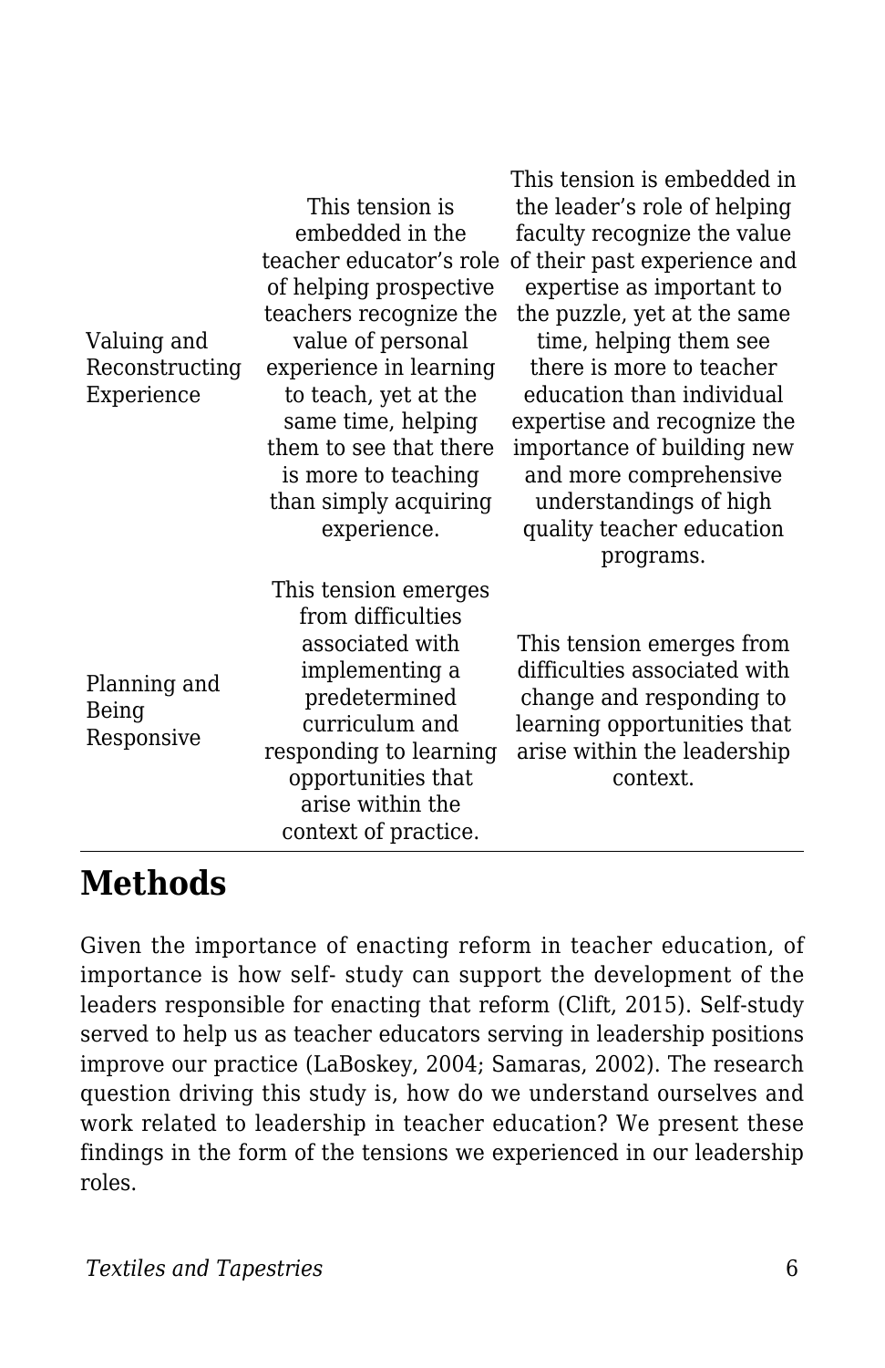| | | |
|---|---|---|
| Valuing and Reconstructing Experience | This tension is embedded in the teacher educator's role of helping prospective teachers recognize the value of personal experience in learning to teach, yet at the same time, helping them to see that there is more to teaching than simply acquiring experience. | This tension is embedded in the leader's role of helping faculty recognize the value of their past experience and expertise as important to the puzzle, yet at the same time, helping them see there is more to teacher education than individual expertise and recognize the importance of building new and more comprehensive understandings of high quality teacher education programs. |
| Planning and Being Responsive | This tension emerges from difficulties associated with implementing a predetermined curriculum and responding to learning opportunities that arise within the context of practice. | This tension emerges from difficulties associated with change and responding to learning opportunities that arise within the leadership context. |

## Methods

Given the importance of enacting reform in teacher education, of importance is how self- study can support the development of the leaders responsible for enacting that reform (Clift, 2015). Self-study served to help us as teacher educators serving in leadership positions improve our practice (LaBoskey, 2004; Samaras, 2002). The research question driving this study is, how do we understand ourselves and work related to leadership in teacher education? We present these findings in the form of the tensions we experienced in our leadership roles.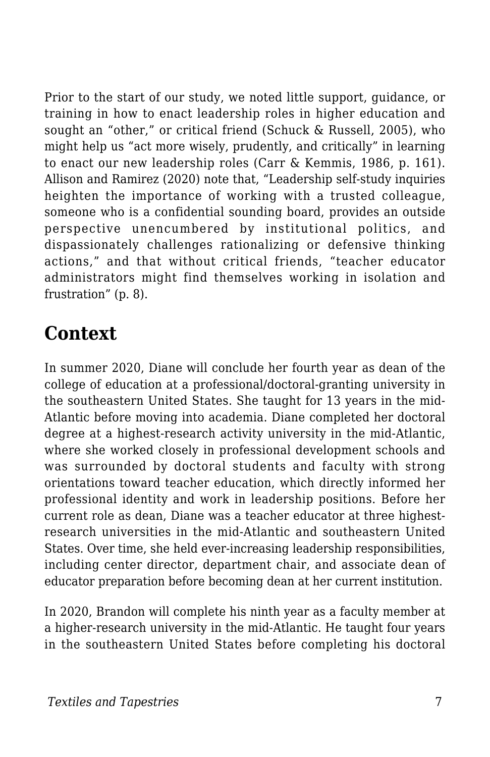Prior to the start of our study, we noted little support, guidance, or training in how to enact leadership roles in higher education and sought an "other," or critical friend (Schuck & Russell, 2005), who might help us "act more wisely, prudently, and critically" in learning to enact our new leadership roles (Carr & Kemmis, 1986, p. 161). Allison and Ramirez (2020) note that, "Leadership self-study inquiries heighten the importance of working with a trusted colleague, someone who is a confidential sounding board, provides an outside perspective unencumbered by institutional politics, and dispassionately challenges rationalizing or defensive thinking actions," and that without critical friends, "teacher educator administrators might find themselves working in isolation and frustration" (p. 8).

## Context

In summer 2020, Diane will conclude her fourth year as dean of the college of education at a professional/doctoral-granting university in the southeastern United States. She taught for 13 years in the mid-Atlantic before moving into academia. Diane completed her doctoral degree at a highest-research activity university in the mid-Atlantic, where she worked closely in professional development schools and was surrounded by doctoral students and faculty with strong orientations toward teacher education, which directly informed her professional identity and work in leadership positions. Before her current role as dean, Diane was a teacher educator at three highest-research universities in the mid-Atlantic and southeastern United States. Over time, she held ever-increasing leadership responsibilities, including center director, department chair, and associate dean of educator preparation before becoming dean at her current institution.

In 2020, Brandon will complete his ninth year as a faculty member at a higher-research university in the mid-Atlantic. He taught four years in the southeastern United States before completing his doctoral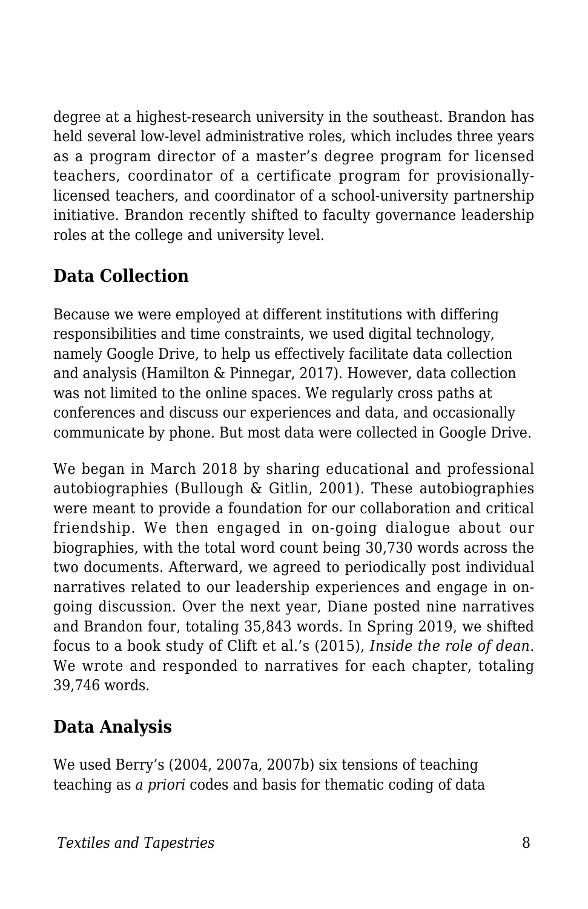degree at a highest-research university in the southeast. Brandon has held several low-level administrative roles, which includes three years as a program director of a master's degree program for licensed teachers, coordinator of a certificate program for provisionally-licensed teachers, and coordinator of a school-university partnership initiative. Brandon recently shifted to faculty governance leadership roles at the college and university level.

## Data Collection

Because we were employed at different institutions with differing responsibilities and time constraints, we used digital technology, namely Google Drive, to help us effectively facilitate data collection and analysis (Hamilton & Pinnegar, 2017). However, data collection was not limited to the online spaces. We regularly cross paths at conferences and discuss our experiences and data, and occasionally communicate by phone. But most data were collected in Google Drive.

We began in March 2018 by sharing educational and professional autobiographies (Bullough & Gitlin, 2001). These autobiographies were meant to provide a foundation for our collaboration and critical friendship. We then engaged in on-going dialogue about our biographies, with the total word count being 30,730 words across the two documents. Afterward, we agreed to periodically post individual narratives related to our leadership experiences and engage in on-going discussion. Over the next year, Diane posted nine narratives and Brandon four, totaling 35,843 words. In Spring 2019, we shifted focus to a book study of Clift et al.'s (2015), *Inside the role of dean*. We wrote and responded to narratives for each chapter, totaling 39,746 words.

## Data Analysis

We used Berry's (2004, 2007a, 2007b) six tensions of teaching teaching as *a priori* codes and basis for thematic coding of data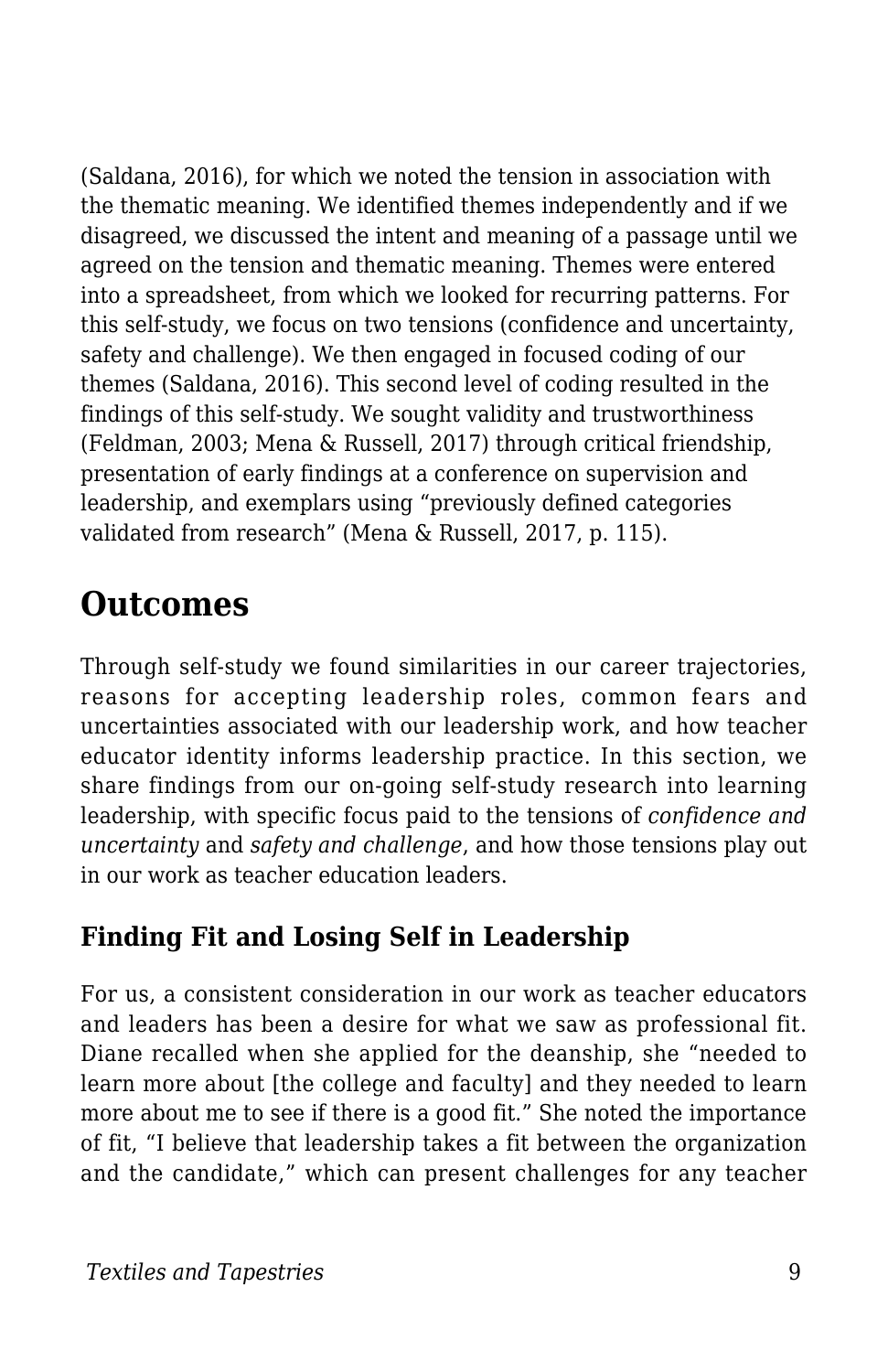(Saldana, 2016), for which we noted the tension in association with the thematic meaning. We identified themes independently and if we disagreed, we discussed the intent and meaning of a passage until we agreed on the tension and thematic meaning. Themes were entered into a spreadsheet, from which we looked for recurring patterns. For this self-study, we focus on two tensions (confidence and uncertainty, safety and challenge). We then engaged in focused coding of our themes (Saldana, 2016). This second level of coding resulted in the findings of this self-study. We sought validity and trustworthiness (Feldman, 2003; Mena & Russell, 2017) through critical friendship, presentation of early findings at a conference on supervision and leadership, and exemplars using "previously defined categories validated from research" (Mena & Russell, 2017, p. 115).

## Outcomes

Through self-study we found similarities in our career trajectories, reasons for accepting leadership roles, common fears and uncertainties associated with our leadership work, and how teacher educator identity informs leadership practice. In this section, we share findings from our on-going self-study research into learning leadership, with specific focus paid to the tensions of *confidence and uncertainty* and *safety and challenge*, and how those tensions play out in our work as teacher education leaders.

### Finding Fit and Losing Self in Leadership

For us, a consistent consideration in our work as teacher educators and leaders has been a desire for what we saw as professional fit. Diane recalled when she applied for the deanship, she "needed to learn more about [the college and faculty] and they needed to learn more about me to see if there is a good fit." She noted the importance of fit, "I believe that leadership takes a fit between the organization and the candidate," which can present challenges for any teacher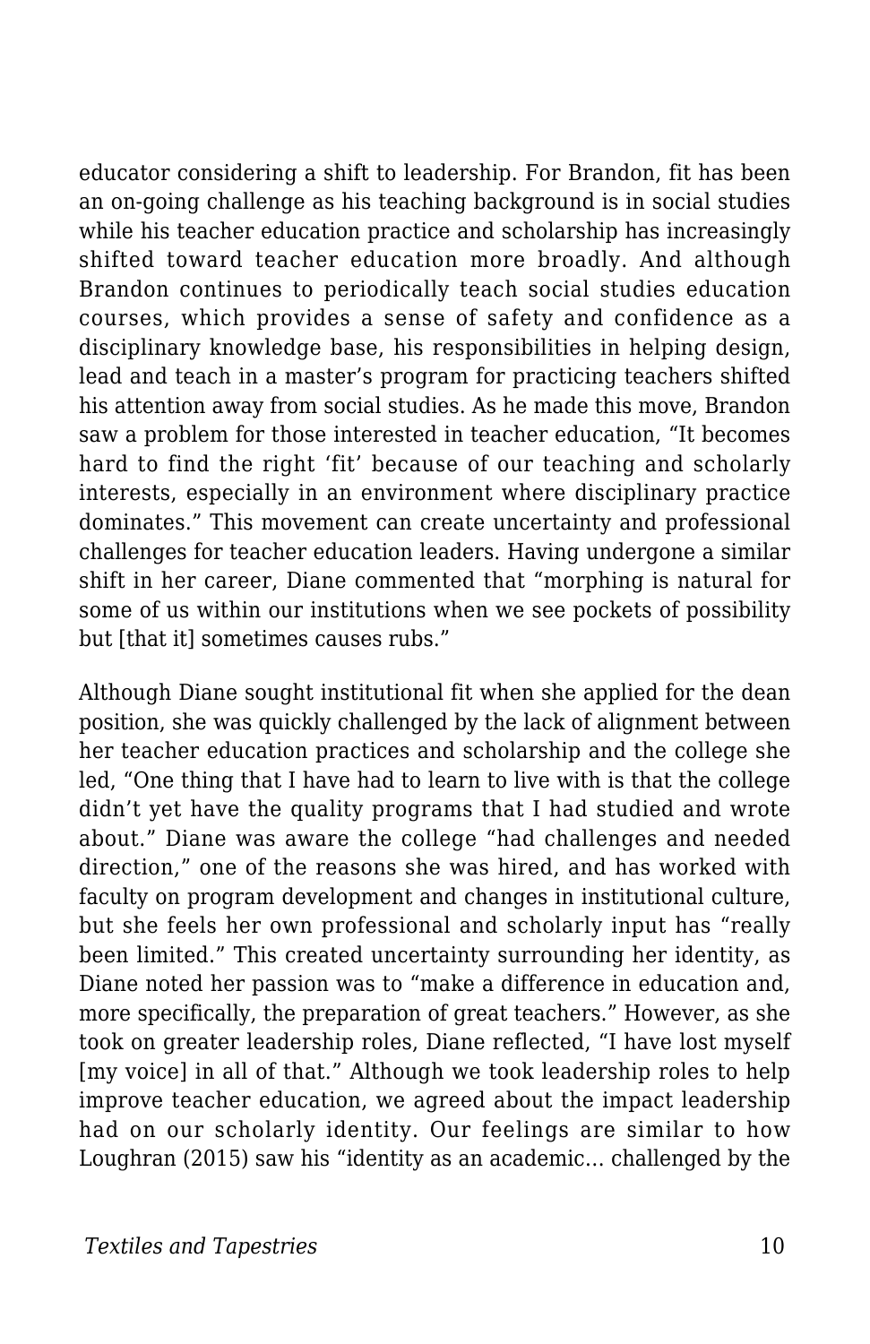educator considering a shift to leadership. For Brandon, fit has been an on-going challenge as his teaching background is in social studies while his teacher education practice and scholarship has increasingly shifted toward teacher education more broadly. And although Brandon continues to periodically teach social studies education courses, which provides a sense of safety and confidence as a disciplinary knowledge base, his responsibilities in helping design, lead and teach in a master's program for practicing teachers shifted his attention away from social studies. As he made this move, Brandon saw a problem for those interested in teacher education, "It becomes hard to find the right 'fit' because of our teaching and scholarly interests, especially in an environment where disciplinary practice dominates." This movement can create uncertainty and professional challenges for teacher education leaders. Having undergone a similar shift in her career, Diane commented that "morphing is natural for some of us within our institutions when we see pockets of possibility but [that it] sometimes causes rubs."

Although Diane sought institutional fit when she applied for the dean position, she was quickly challenged by the lack of alignment between her teacher education practices and scholarship and the college she led, "One thing that I have had to learn to live with is that the college didn't yet have the quality programs that I had studied and wrote about." Diane was aware the college "had challenges and needed direction," one of the reasons she was hired, and has worked with faculty on program development and changes in institutional culture, but she feels her own professional and scholarly input has "really been limited." This created uncertainty surrounding her identity, as Diane noted her passion was to "make a difference in education and, more specifically, the preparation of great teachers." However, as she took on greater leadership roles, Diane reflected, "I have lost myself [my voice] in all of that." Although we took leadership roles to help improve teacher education, we agreed about the impact leadership had on our scholarly identity. Our feelings are similar to how Loughran (2015) saw his "identity as an academic… challenged by the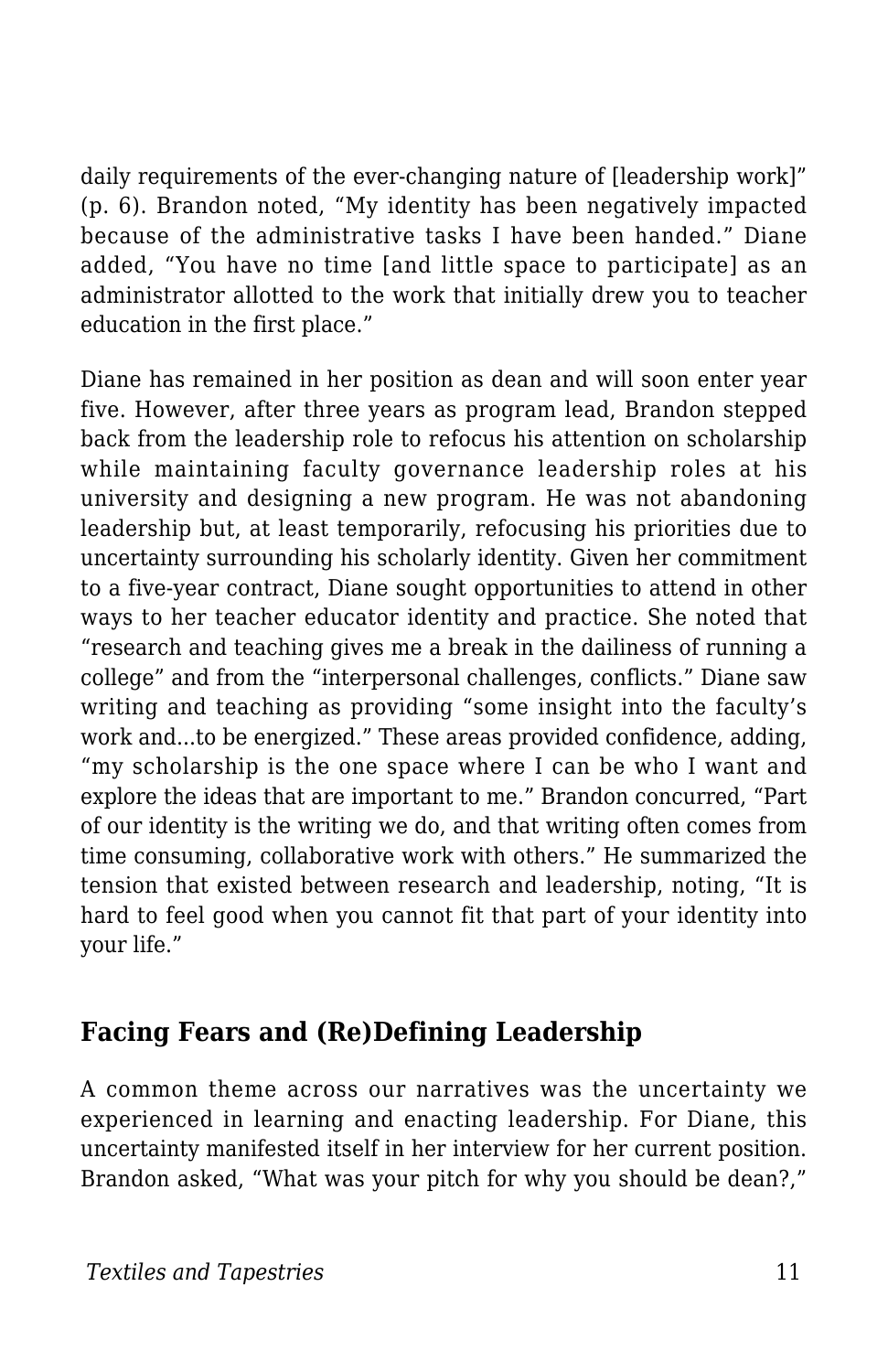daily requirements of the ever-changing nature of [leadership work]" (p. 6). Brandon noted, "My identity has been negatively impacted because of the administrative tasks I have been handed." Diane added, "You have no time [and little space to participate] as an administrator allotted to the work that initially drew you to teacher education in the first place."

Diane has remained in her position as dean and will soon enter year five. However, after three years as program lead, Brandon stepped back from the leadership role to refocus his attention on scholarship while maintaining faculty governance leadership roles at his university and designing a new program. He was not abandoning leadership but, at least temporarily, refocusing his priorities due to uncertainty surrounding his scholarly identity. Given her commitment to a five-year contract, Diane sought opportunities to attend in other ways to her teacher educator identity and practice. She noted that "research and teaching gives me a break in the dailiness of running a college" and from the "interpersonal challenges, conflicts." Diane saw writing and teaching as providing "some insight into the faculty's work and...to be energized." These areas provided confidence, adding, "my scholarship is the one space where I can be who I want and explore the ideas that are important to me." Brandon concurred, "Part of our identity is the writing we do, and that writing often comes from time consuming, collaborative work with others." He summarized the tension that existed between research and leadership, noting, "It is hard to feel good when you cannot fit that part of your identity into your life."

## Facing Fears and (Re)Defining Leadership

A common theme across our narratives was the uncertainty we experienced in learning and enacting leadership. For Diane, this uncertainty manifested itself in her interview for her current position. Brandon asked, "What was your pitch for why you should be dean?,"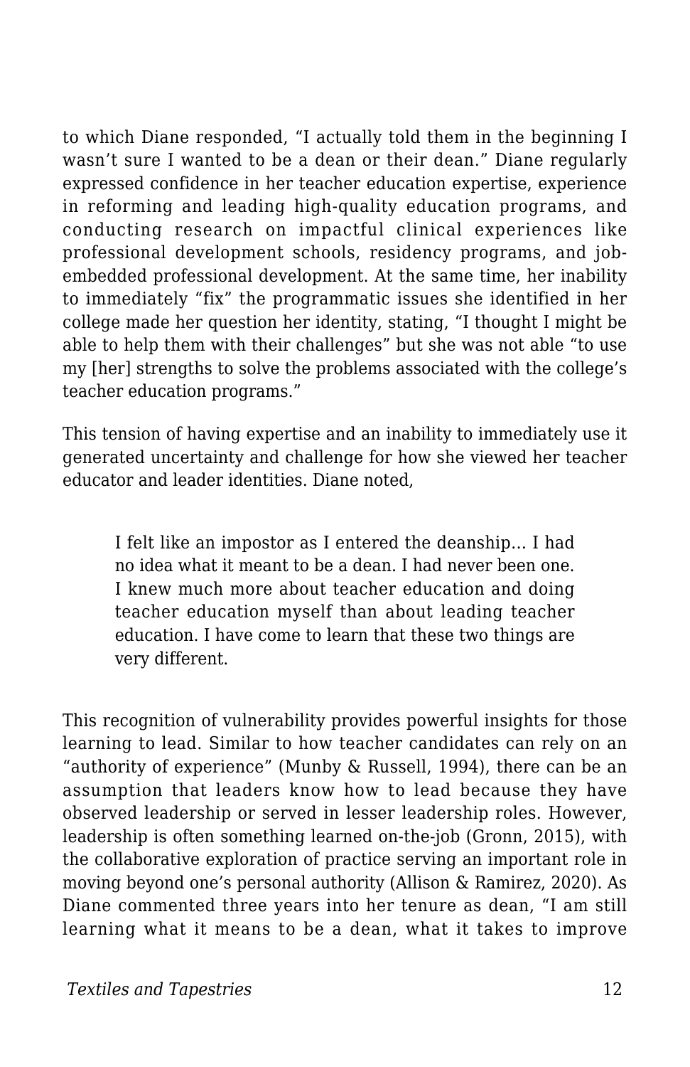to which Diane responded, "I actually told them in the beginning I wasn't sure I wanted to be a dean or their dean." Diane regularly expressed confidence in her teacher education expertise, experience in reforming and leading high-quality education programs, and conducting research on impactful clinical experiences like professional development schools, residency programs, and job-embedded professional development. At the same time, her inability to immediately "fix" the programmatic issues she identified in her college made her question her identity, stating, "I thought I might be able to help them with their challenges" but she was not able "to use my [her] strengths to solve the problems associated with the college's teacher education programs."

This tension of having expertise and an inability to immediately use it generated uncertainty and challenge for how she viewed her teacher educator and leader identities. Diane noted,

> I felt like an impostor as I entered the deanship… I had no idea what it meant to be a dean. I had never been one. I knew much more about teacher education and doing teacher education myself than about leading teacher education. I have come to learn that these two things are very different.

This recognition of vulnerability provides powerful insights for those learning to lead. Similar to how teacher candidates can rely on an "authority of experience" (Munby & Russell, 1994), there can be an assumption that leaders know how to lead because they have observed leadership or served in lesser leadership roles. However, leadership is often something learned on-the-job (Gronn, 2015), with the collaborative exploration of practice serving an important role in moving beyond one's personal authority (Allison & Ramirez, 2020). As Diane commented three years into her tenure as dean, "I am still learning what it means to be a dean, what it takes to improve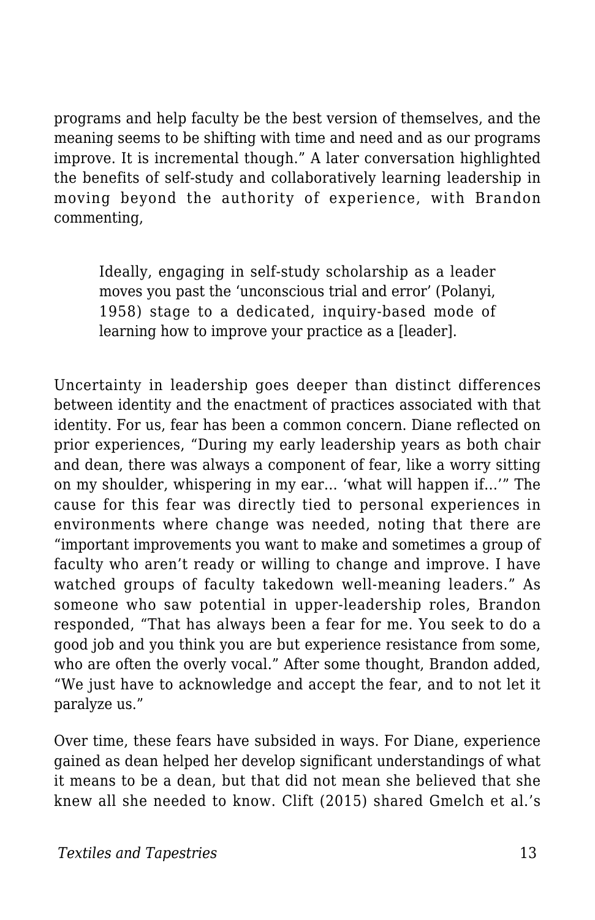programs and help faculty be the best version of themselves, and the meaning seems to be shifting with time and need and as our programs improve. It is incremental though." A later conversation highlighted the benefits of self-study and collaboratively learning leadership in moving beyond the authority of experience, with Brandon commenting,

> Ideally, engaging in self-study scholarship as a leader moves you past the 'unconscious trial and error' (Polanyi, 1958) stage to a dedicated, inquiry-based mode of learning how to improve your practice as a [leader].

Uncertainty in leadership goes deeper than distinct differences between identity and the enactment of practices associated with that identity. For us, fear has been a common concern. Diane reflected on prior experiences, "During my early leadership years as both chair and dean, there was always a component of fear, like a worry sitting on my shoulder, whispering in my ear… 'what will happen if…'" The cause for this fear was directly tied to personal experiences in environments where change was needed, noting that there are "important improvements you want to make and sometimes a group of faculty who aren't ready or willing to change and improve. I have watched groups of faculty takedown well-meaning leaders." As someone who saw potential in upper-leadership roles, Brandon responded, "That has always been a fear for me. You seek to do a good job and you think you are but experience resistance from some, who are often the overly vocal." After some thought, Brandon added, "We just have to acknowledge and accept the fear, and to not let it paralyze us."

Over time, these fears have subsided in ways. For Diane, experience gained as dean helped her develop significant understandings of what it means to be a dean, but that did not mean she believed that she knew all she needed to know. Clift (2015) shared Gmelch et al.'s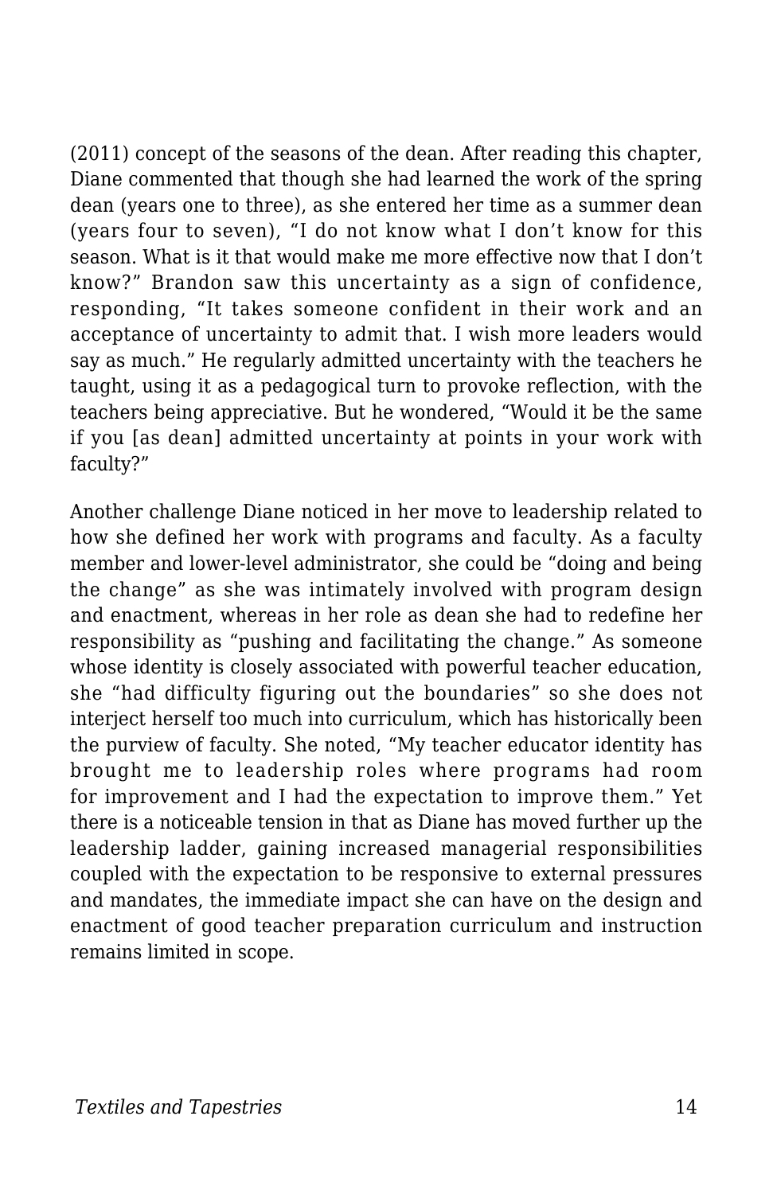(2011) concept of the seasons of the dean. After reading this chapter, Diane commented that though she had learned the work of the spring dean (years one to three), as she entered her time as a summer dean (years four to seven), "I do not know what I don't know for this season. What is it that would make me more effective now that I don't know?" Brandon saw this uncertainty as a sign of confidence, responding, "It takes someone confident in their work and an acceptance of uncertainty to admit that. I wish more leaders would say as much." He regularly admitted uncertainty with the teachers he taught, using it as a pedagogical turn to provoke reflection, with the teachers being appreciative. But he wondered, "Would it be the same if you [as dean] admitted uncertainty at points in your work with faculty?"

Another challenge Diane noticed in her move to leadership related to how she defined her work with programs and faculty. As a faculty member and lower-level administrator, she could be "doing and being the change" as she was intimately involved with program design and enactment, whereas in her role as dean she had to redefine her responsibility as "pushing and facilitating the change." As someone whose identity is closely associated with powerful teacher education, she "had difficulty figuring out the boundaries" so she does not interject herself too much into curriculum, which has historically been the purview of faculty. She noted, "My teacher educator identity has brought me to leadership roles where programs had room for improvement and I had the expectation to improve them." Yet there is a noticeable tension in that as Diane has moved further up the leadership ladder, gaining increased managerial responsibilities coupled with the expectation to be responsive to external pressures and mandates, the immediate impact she can have on the design and enactment of good teacher preparation curriculum and instruction remains limited in scope.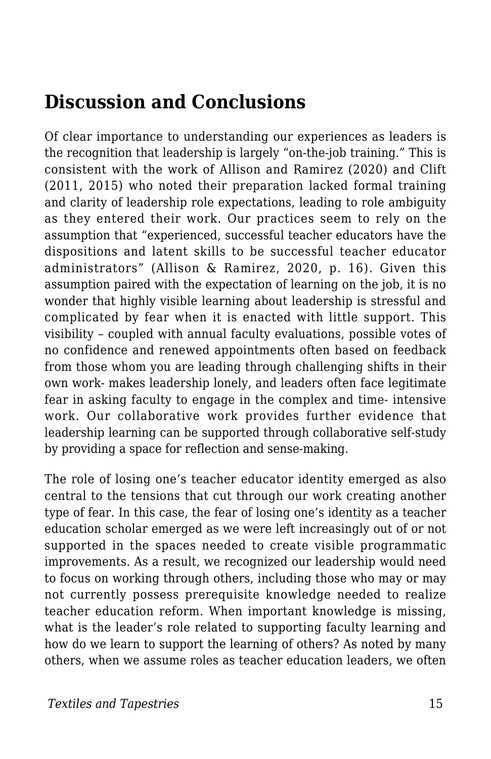## Discussion and Conclusions

Of clear importance to understanding our experiences as leaders is the recognition that leadership is largely "on-the-job training." This is consistent with the work of Allison and Ramirez (2020) and Clift (2011, 2015) who noted their preparation lacked formal training and clarity of leadership role expectations, leading to role ambiguity as they entered their work. Our practices seem to rely on the assumption that "experienced, successful teacher educators have the dispositions and latent skills to be successful teacher educator administrators" (Allison & Ramirez, 2020, p. 16). Given this assumption paired with the expectation of learning on the job, it is no wonder that highly visible learning about leadership is stressful and complicated by fear when it is enacted with little support. This visibility – coupled with annual faculty evaluations, possible votes of no confidence and renewed appointments often based on feedback from those whom you are leading through challenging shifts in their own work- makes leadership lonely, and leaders often face legitimate fear in asking faculty to engage in the complex and time- intensive work. Our collaborative work provides further evidence that leadership learning can be supported through collaborative self-study by providing a space for reflection and sense-making.

The role of losing one's teacher educator identity emerged as also central to the tensions that cut through our work creating another type of fear. In this case, the fear of losing one's identity as a teacher education scholar emerged as we were left increasingly out of or not supported in the spaces needed to create visible programmatic improvements. As a result, we recognized our leadership would need to focus on working through others, including those who may or may not currently possess prerequisite knowledge needed to realize teacher education reform. When important knowledge is missing, what is the leader's role related to supporting faculty learning and how do we learn to support the learning of others? As noted by many others, when we assume roles as teacher education leaders, we often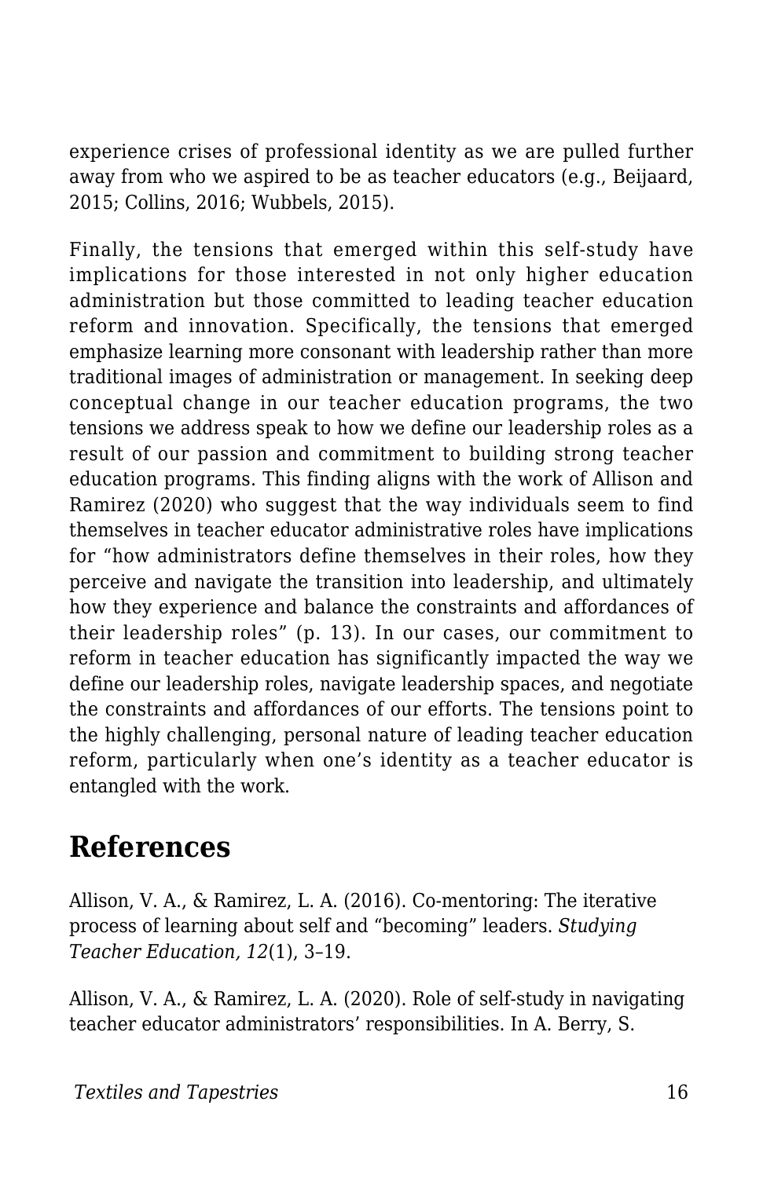experience crises of professional identity as we are pulled further away from who we aspired to be as teacher educators (e.g., Beijaard, 2015; Collins, 2016; Wubbels, 2015).

Finally, the tensions that emerged within this self-study have implications for those interested in not only higher education administration but those committed to leading teacher education reform and innovation. Specifically, the tensions that emerged emphasize learning more consonant with leadership rather than more traditional images of administration or management. In seeking deep conceptual change in our teacher education programs, the two tensions we address speak to how we define our leadership roles as a result of our passion and commitment to building strong teacher education programs. This finding aligns with the work of Allison and Ramirez (2020) who suggest that the way individuals seem to find themselves in teacher educator administrative roles have implications for "how administrators define themselves in their roles, how they perceive and navigate the transition into leadership, and ultimately how they experience and balance the constraints and affordances of their leadership roles" (p. 13). In our cases, our commitment to reform in teacher education has significantly impacted the way we define our leadership roles, navigate leadership spaces, and negotiate the constraints and affordances of our efforts. The tensions point to the highly challenging, personal nature of leading teacher education reform, particularly when one's identity as a teacher educator is entangled with the work.

## References

Allison, V. A., & Ramirez, L. A. (2016). Co-mentoring: The iterative process of learning about self and "becoming" leaders. *Studying Teacher Education, 12*(1), 3–19.

Allison, V. A., & Ramirez, L. A. (2020). Role of self-study in navigating teacher educator administrators' responsibilities. In A. Berry, S.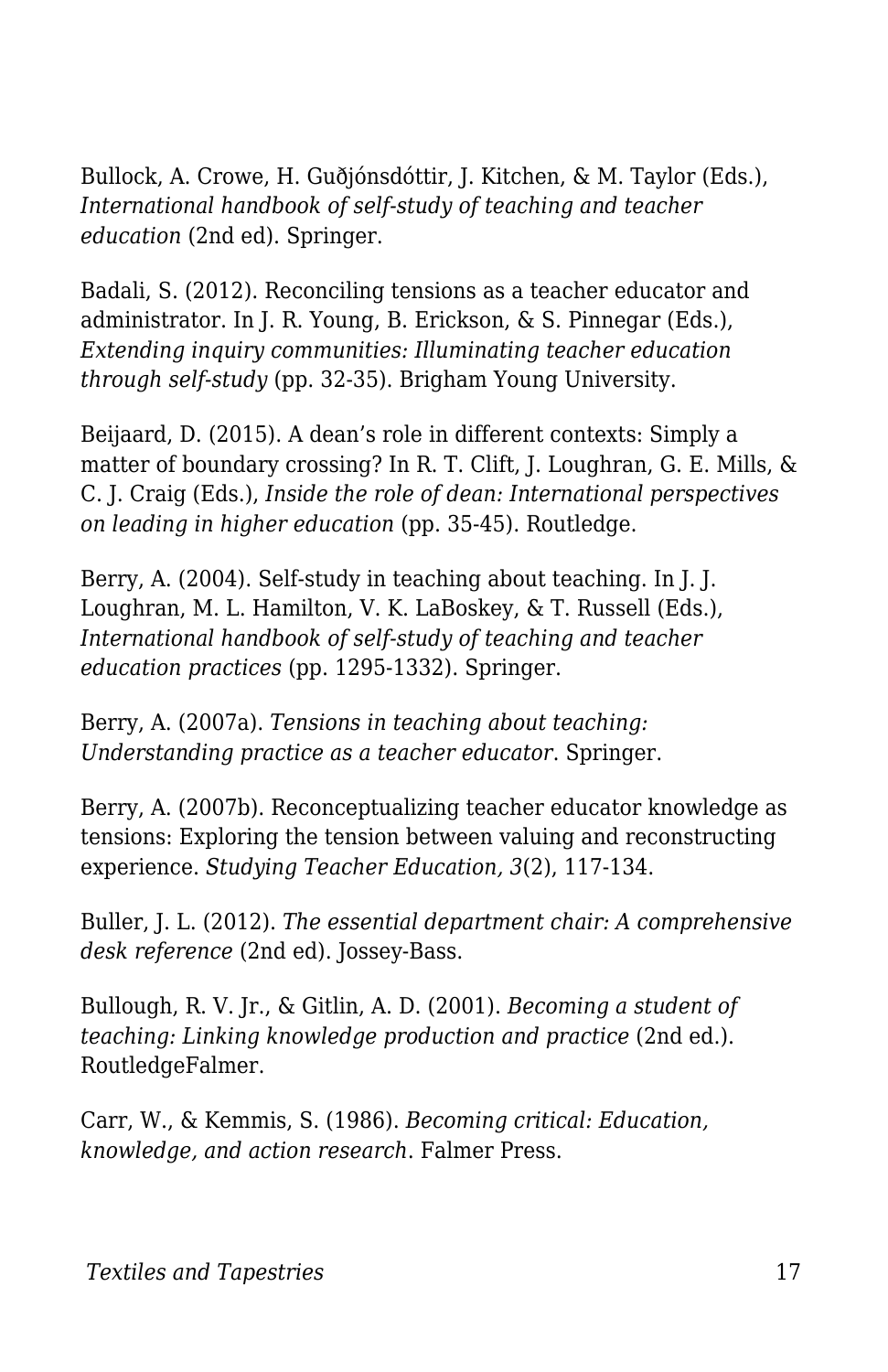Bullock, A. Crowe, H. Guðjónsdóttir, J. Kitchen, & M. Taylor (Eds.), *International handbook of self-study of teaching and teacher education* (2nd ed). Springer.

Badali, S. (2012). Reconciling tensions as a teacher educator and administrator. In J. R. Young, B. Erickson, & S. Pinnegar (Eds.), *Extending inquiry communities: Illuminating teacher education through self-study* (pp. 32-35). Brigham Young University.

Beijaard, D. (2015). A dean's role in different contexts: Simply a matter of boundary crossing? In R. T. Clift, J. Loughran, G. E. Mills, & C. J. Craig (Eds.), *Inside the role of dean: International perspectives on leading in higher education* (pp. 35-45). Routledge.

Berry, A. (2004). Self-study in teaching about teaching. In J. J. Loughran, M. L. Hamilton, V. K. LaBoskey, & T. Russell (Eds.), *International handbook of self-study of teaching and teacher education practices* (pp. 1295-1332). Springer.

Berry, A. (2007a). *Tensions in teaching about teaching: Understanding practice as a teacher educator*. Springer.

Berry, A. (2007b). Reconceptualizing teacher educator knowledge as tensions: Exploring the tension between valuing and reconstructing experience. *Studying Teacher Education, 3*(2), 117-134.

Buller, J. L. (2012). *The essential department chair: A comprehensive desk reference* (2nd ed). Jossey-Bass.

Bullough, R. V. Jr., & Gitlin, A. D. (2001). *Becoming a student of teaching: Linking knowledge production and practice* (2nd ed.). RoutledgeFalmer.

Carr, W., & Kemmis, S. (1986). *Becoming critical: Education, knowledge, and action research*. Falmer Press.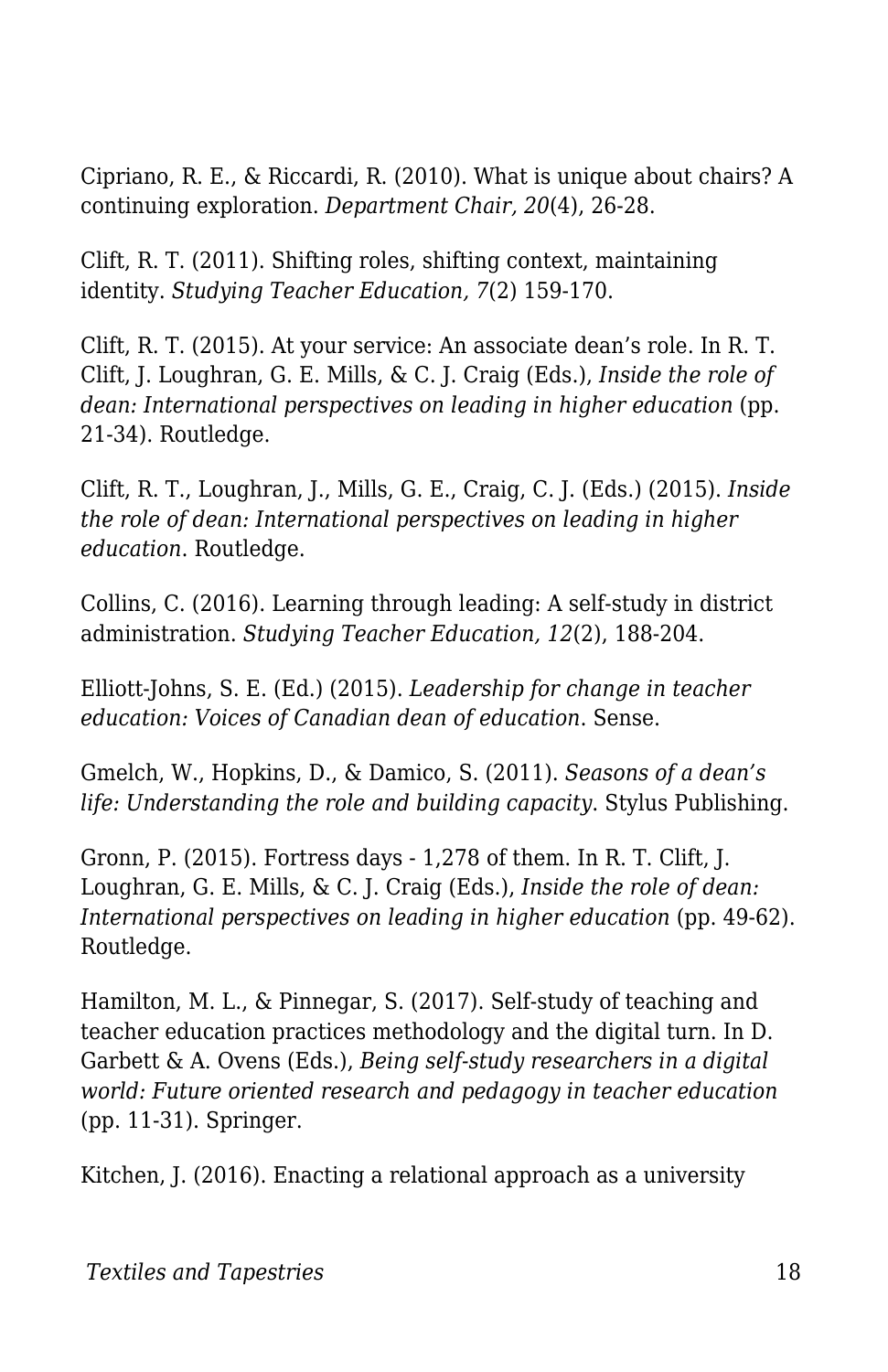Cipriano, R. E., & Riccardi, R. (2010). What is unique about chairs? A continuing exploration. *Department Chair, 20*(4), 26-28.

Clift, R. T. (2011). Shifting roles, shifting context, maintaining identity. *Studying Teacher Education, 7*(2) 159-170.

Clift, R. T. (2015). At your service: An associate dean's role. In R. T. Clift, J. Loughran, G. E. Mills, & C. J. Craig (Eds.), *Inside the role of dean: International perspectives on leading in higher education* (pp. 21-34). Routledge.

Clift, R. T., Loughran, J., Mills, G. E., Craig, C. J. (Eds.) (2015). *Inside the role of dean: International perspectives on leading in higher education*. Routledge.

Collins, C. (2016). Learning through leading: A self-study in district administration. *Studying Teacher Education, 12*(2), 188-204.

Elliott-Johns, S. E. (Ed.) (2015). *Leadership for change in teacher education: Voices of Canadian dean of education*. Sense.

Gmelch, W., Hopkins, D., & Damico, S. (2011). *Seasons of a dean's life: Understanding the role and building capacity*. Stylus Publishing.

Gronn, P. (2015). Fortress days - 1,278 of them. In R. T. Clift, J. Loughran, G. E. Mills, & C. J. Craig (Eds.), *Inside the role of dean: International perspectives on leading in higher education* (pp. 49-62). Routledge.

Hamilton, M. L., & Pinnegar, S. (2017). Self-study of teaching and teacher education practices methodology and the digital turn. In D. Garbett & A. Ovens (Eds.), *Being self-study researchers in a digital world: Future oriented research and pedagogy in teacher education* (pp. 11-31). Springer.

Kitchen, J. (2016). Enacting a relational approach as a university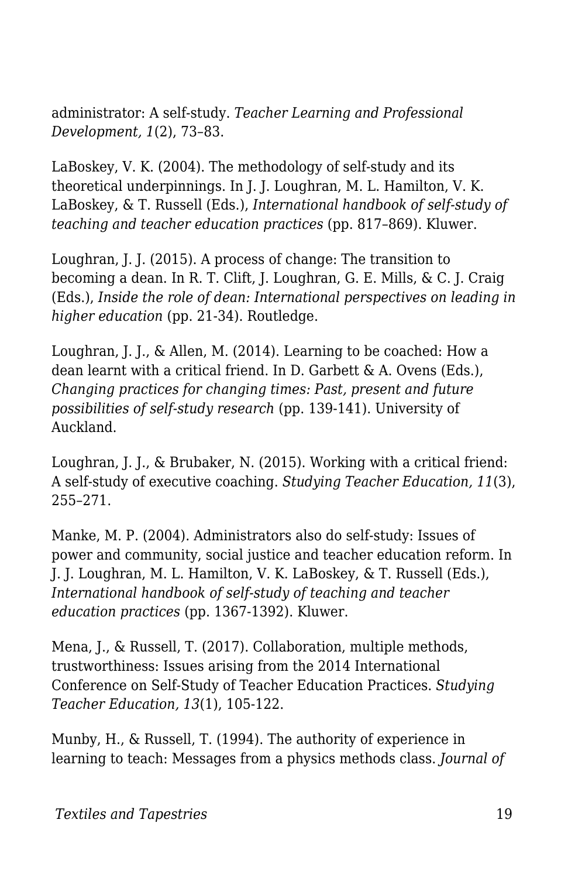administrator: A self-study. *Teacher Learning and Professional Development, 1*(2), 73–83.

LaBoskey, V. K. (2004). The methodology of self-study and its theoretical underpinnings. In J. J. Loughran, M. L. Hamilton, V. K. LaBoskey, & T. Russell (Eds.), *International handbook of self-study of teaching and teacher education practices* (pp. 817–869). Kluwer.

Loughran, J. J. (2015). A process of change: The transition to becoming a dean. In R. T. Clift, J. Loughran, G. E. Mills, & C. J. Craig (Eds.), *Inside the role of dean: International perspectives on leading in higher education* (pp. 21-34). Routledge.

Loughran, J. J., & Allen, M. (2014). Learning to be coached: How a dean learnt with a critical friend. In D. Garbett & A. Ovens (Eds.), *Changing practices for changing times: Past, present and future possibilities of self-study research* (pp. 139-141). University of Auckland.

Loughran, J. J., & Brubaker, N. (2015). Working with a critical friend: A self-study of executive coaching. *Studying Teacher Education, 11*(3), 255–271.

Manke, M. P. (2004). Administrators also do self-study: Issues of power and community, social justice and teacher education reform. In J. J. Loughran, M. L. Hamilton, V. K. LaBoskey, & T. Russell (Eds.), *International handbook of self-study of teaching and teacher education practices* (pp. 1367-1392). Kluwer.

Mena, J., & Russell, T. (2017). Collaboration, multiple methods, trustworthiness: Issues arising from the 2014 International Conference on Self-Study of Teacher Education Practices. *Studying Teacher Education, 13*(1), 105-122.

Munby, H., & Russell, T. (1994). The authority of experience in learning to teach: Messages from a physics methods class. *Journal of*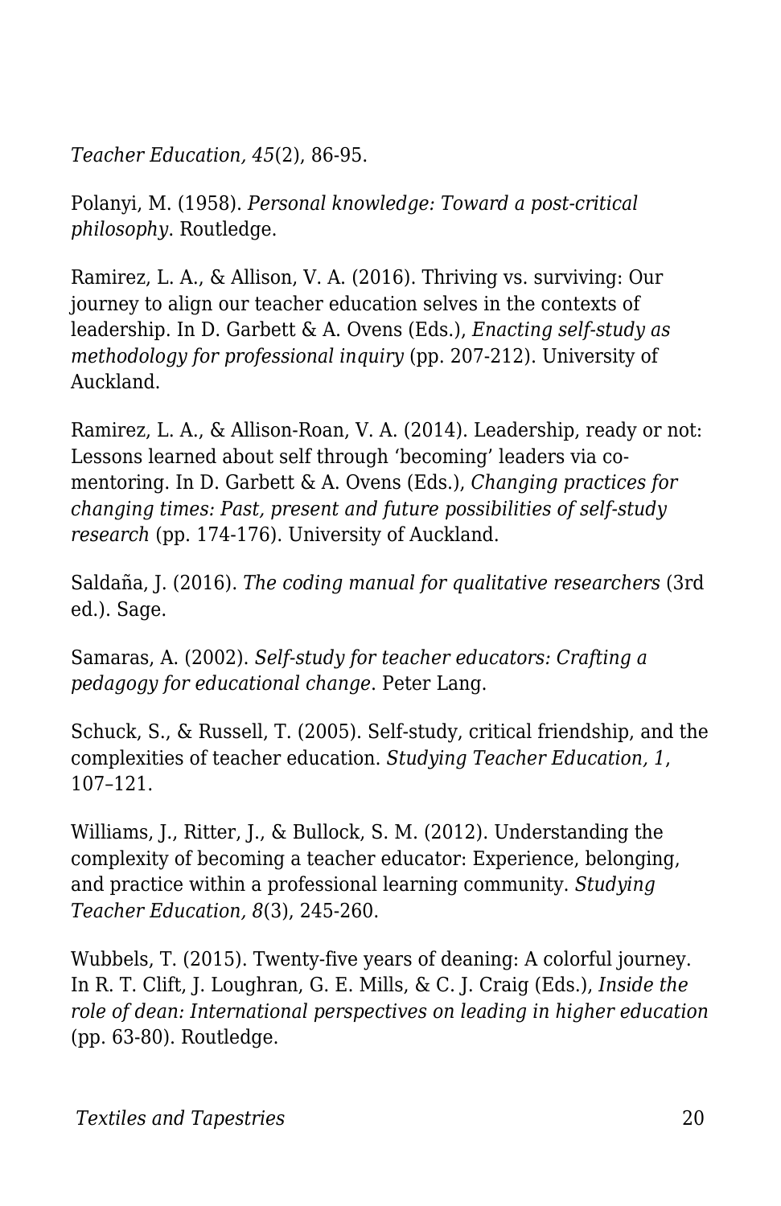*Teacher Education, 45*(2), 86-95.

Polanyi, M. (1958). *Personal knowledge: Toward a post-critical philosophy*. Routledge.

Ramirez, L. A., & Allison, V. A. (2016). Thriving vs. surviving: Our journey to align our teacher education selves in the contexts of leadership. In D. Garbett & A. Ovens (Eds.), *Enacting self-study as methodology for professional inquiry* (pp. 207-212). University of Auckland.

Ramirez, L. A., & Allison-Roan, V. A. (2014). Leadership, ready or not: Lessons learned about self through 'becoming' leaders via co-mentoring. In D. Garbett & A. Ovens (Eds.), *Changing practices for changing times: Past, present and future possibilities of self-study research* (pp. 174-176). University of Auckland.

Saldaña, J. (2016). *The coding manual for qualitative researchers* (3rd ed.). Sage.

Samaras, A. (2002). *Self-study for teacher educators: Crafting a pedagogy for educational change*. Peter Lang.

Schuck, S., & Russell, T. (2005). Self-study, critical friendship, and the complexities of teacher education. *Studying Teacher Education, 1*, 107–121.

Williams, J., Ritter, J., & Bullock, S. M. (2012). Understanding the complexity of becoming a teacher educator: Experience, belonging, and practice within a professional learning community. *Studying Teacher Education, 8*(3), 245-260.

Wubbels, T. (2015). Twenty-five years of deaning: A colorful journey. In R. T. Clift, J. Loughran, G. E. Mills, & C. J. Craig (Eds.), *Inside the role of dean: International perspectives on leading in higher education* (pp. 63-80). Routledge.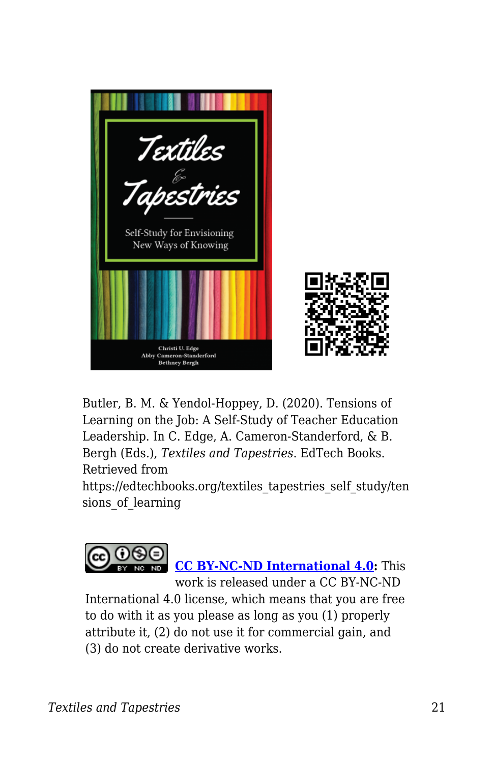Butler, B. M. & Yendol-Hoppey, D. (2020). Tensions of Learning on the Job: A Self-Study of Teacher Education Leadership. In C. Edge, A. Cameron-Standerford, & B. Bergh (Eds.), *Textiles and Tapestries*. EdTech Books. Retrieved from https://edtechbooks.org/textiles_tapestries_self_study/tensions_of_learning

**CC BY-NC-ND International 4.0:** This work is released under a CC BY-NC-ND International 4.0 license, which means that you are free to do with it as you please as long as you (1) properly attribute it, (2) do not use it for commercial gain, and (3) do not create derivative works.